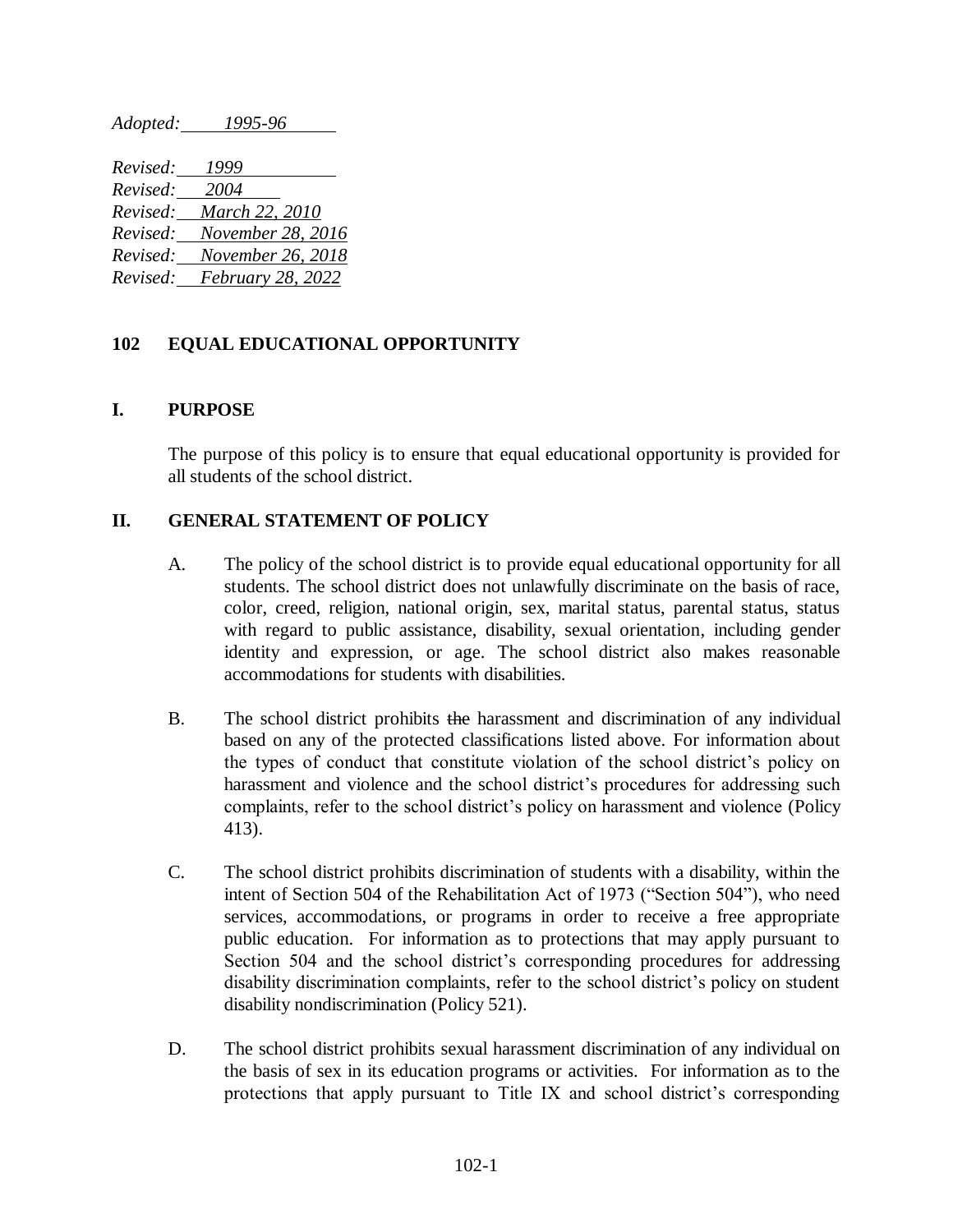*Adopted: 1995-96*

*Revised: 1999*
*Revised: 2004*
*Revised: March 22, 2010*
*Revised: November 28, 2016*
*Revised: November 26, 2018*
*Revised: February 28, 2022*

# 102 EQUAL EDUCATIONAL OPPORTUNITY

## I. PURPOSE

The purpose of this policy is to ensure that equal educational opportunity is provided for all students of the school district.

## II. GENERAL STATEMENT OF POLICY

A. The policy of the school district is to provide equal educational opportunity for all students. The school district does not unlawfully discriminate on the basis of race, color, creed, religion, national origin, sex, marital status, parental status, status with regard to public assistance, disability, sexual orientation, including gender identity and expression, or age. The school district also makes reasonable accommodations for students with disabilities.

B. The school district prohibits ~~the~~ harassment and discrimination of any individual based on any of the protected classifications listed above. For information about the types of conduct that constitute violation of the school district's policy on harassment and violence and the school district's procedures for addressing such complaints, refer to the school district's policy on harassment and violence (Policy 413).

C. The school district prohibits discrimination of students with a disability, within the intent of Section 504 of the Rehabilitation Act of 1973 ("Section 504"), who need services, accommodations, or programs in order to receive a free appropriate public education. For information as to protections that may apply pursuant to Section 504 and the school district's corresponding procedures for addressing disability discrimination complaints, refer to the school district's policy on student disability nondiscrimination (Policy 521).

D. The school district prohibits sexual harassment discrimination of any individual on the basis of sex in its education programs or activities. For information as to the protections that apply pursuant to Title IX and school district's corresponding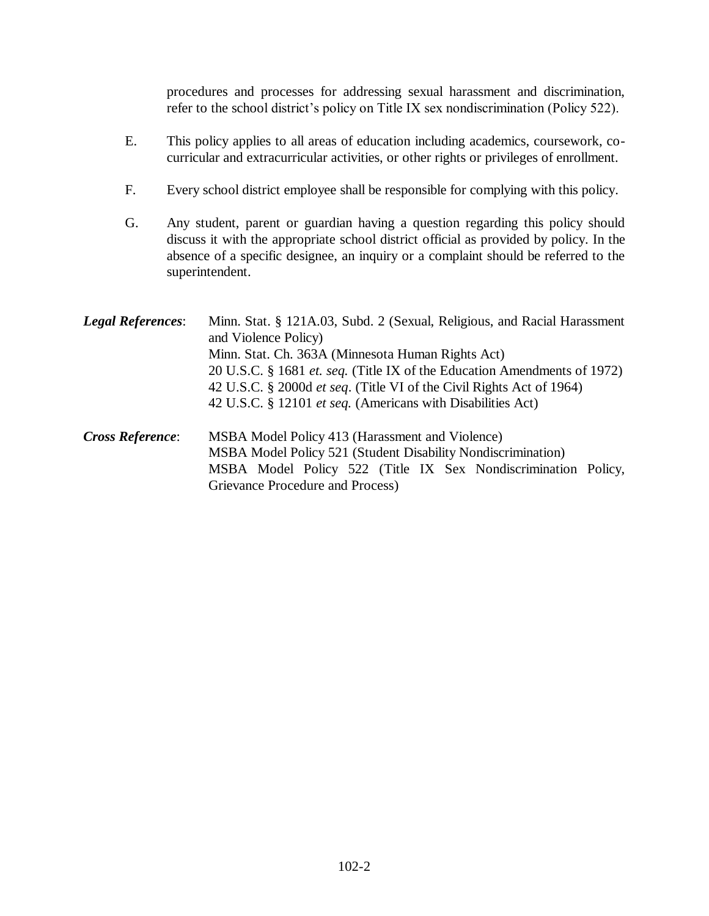procedures and processes for addressing sexual harassment and discrimination, refer to the school district's policy on Title IX sex nondiscrimination (Policy 522).

E. This policy applies to all areas of education including academics, coursework, co-curricular and extracurricular activities, or other rights or privileges of enrollment.

F. Every school district employee shall be responsible for complying with this policy.

G. Any student, parent or guardian having a question regarding this policy should discuss it with the appropriate school district official as provided by policy. In the absence of a specific designee, an inquiry or a complaint should be referred to the superintendent.

***Legal References***:

Minn. Stat. § 121A.03, Subd. 2 (Sexual, Religious, and Racial Harassment and Violence Policy)
Minn. Stat. Ch. 363A (Minnesota Human Rights Act)
20 U.S.C. § 1681 *et. seq.* (Title IX of the Education Amendments of 1972)
42 U.S.C. § 2000d *et seq*. (Title VI of the Civil Rights Act of 1964)
42 U.S.C. § 12101 *et seq.* (Americans with Disabilities Act)

***Cross Reference***:

MSBA Model Policy 413 (Harassment and Violence)
MSBA Model Policy 521 (Student Disability Nondiscrimination)
MSBA Model Policy 522 (Title IX Sex Nondiscrimination Policy, Grievance Procedure and Process)